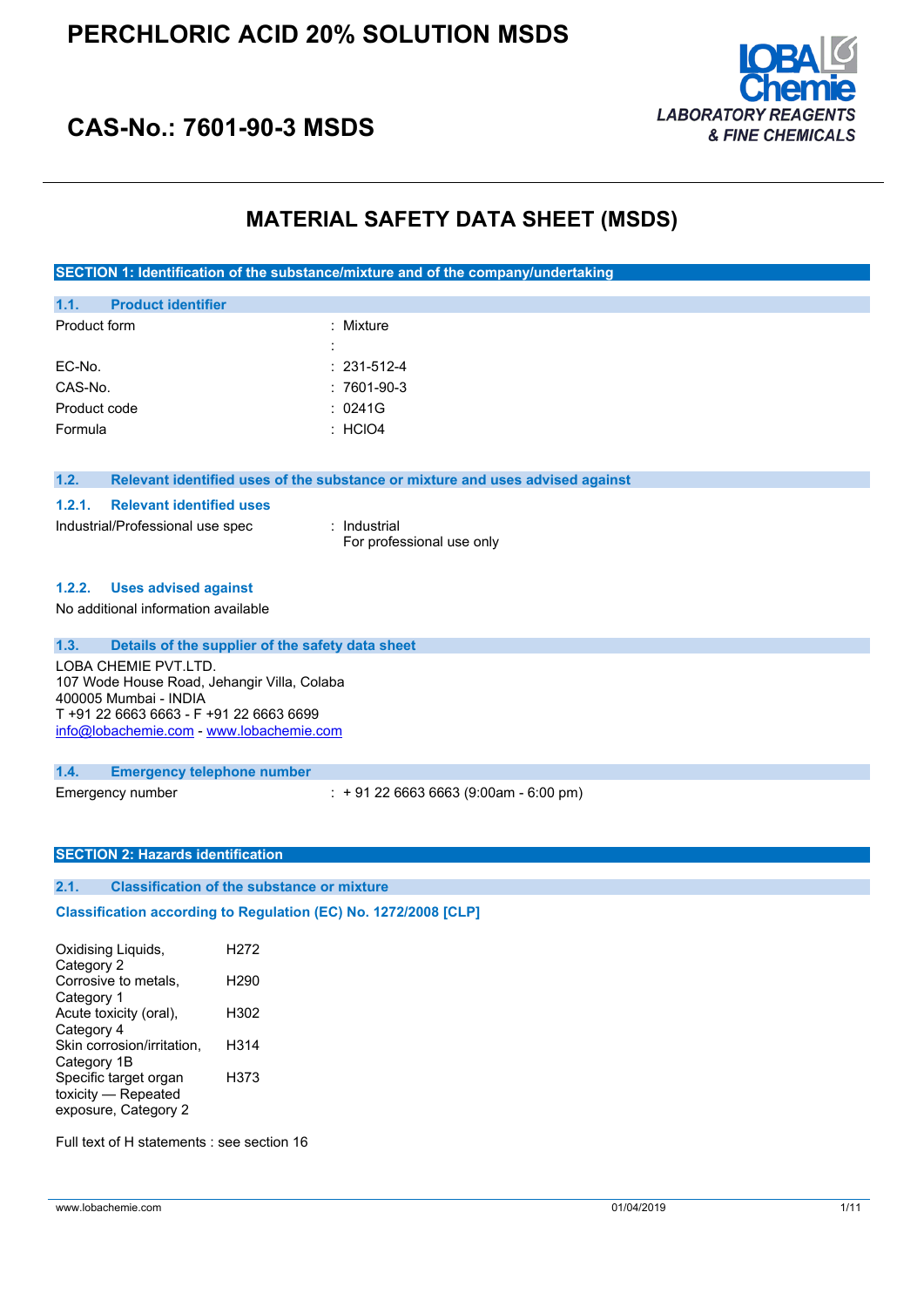# PERCHLORIC ACID 20% SOLUTION MSDS

## CAS-No.: 7601-90-3 MSDS

LOBA Chemie
*LABORATORY REAGENTS & FINE CHEMICALS*

# MATERIAL SAFETY DATA SHEET (MSDS)

## SECTION 1: Identification of the substance/mixture and of the company/undertaking

### 1.1. Product identifier

| | |
|---|---|
| Product form | : Mixture |
| | : |
| EC-No. | : 231-512-4 |
| CAS-No. | : 7601-90-3 |
| Product code | : 0241G |
| Formula | : $HClO_4$ |

### 1.2. Relevant identified uses of the substance or mixture and uses advised against

#### 1.2.1. Relevant identified uses

| | |
|---|---|
| Industrial/Professional use spec | : Industrial<br>For professional use only |

#### 1.2.2. Uses advised against

No additional information available

### 1.3. Details of the supplier of the safety data sheet

LOBA CHEMIE PVT.LTD.
107 Wode House Road, Jehangir Villa, Colaba
400005 Mumbai - INDIA
T +91 22 6663 6663 - F +91 22 6663 6699
info@lobachemie.com - www.lobachemie.com

### 1.4. Emergency telephone number

| | |
|---|---|
| Emergency number | : + 91 22 6663 6663 (9:00am - 6:00 pm) |

## SECTION 2: Hazards identification

### 2.1. Classification of the substance or mixture

**Classification according to Regulation (EC) No. 1272/2008 [CLP]**

| | |
|---|---|
| Oxidising Liquids, Category 2 | H272 |
| Corrosive to metals, Category 1 | H290 |
| Acute toxicity (oral), Category 4 | H302 |
| Skin corrosion/irritation, Category 1B | H314 |
| Specific target organ toxicity — Repeated exposure, Category 2 | H373 |

Full text of H statements : see section 16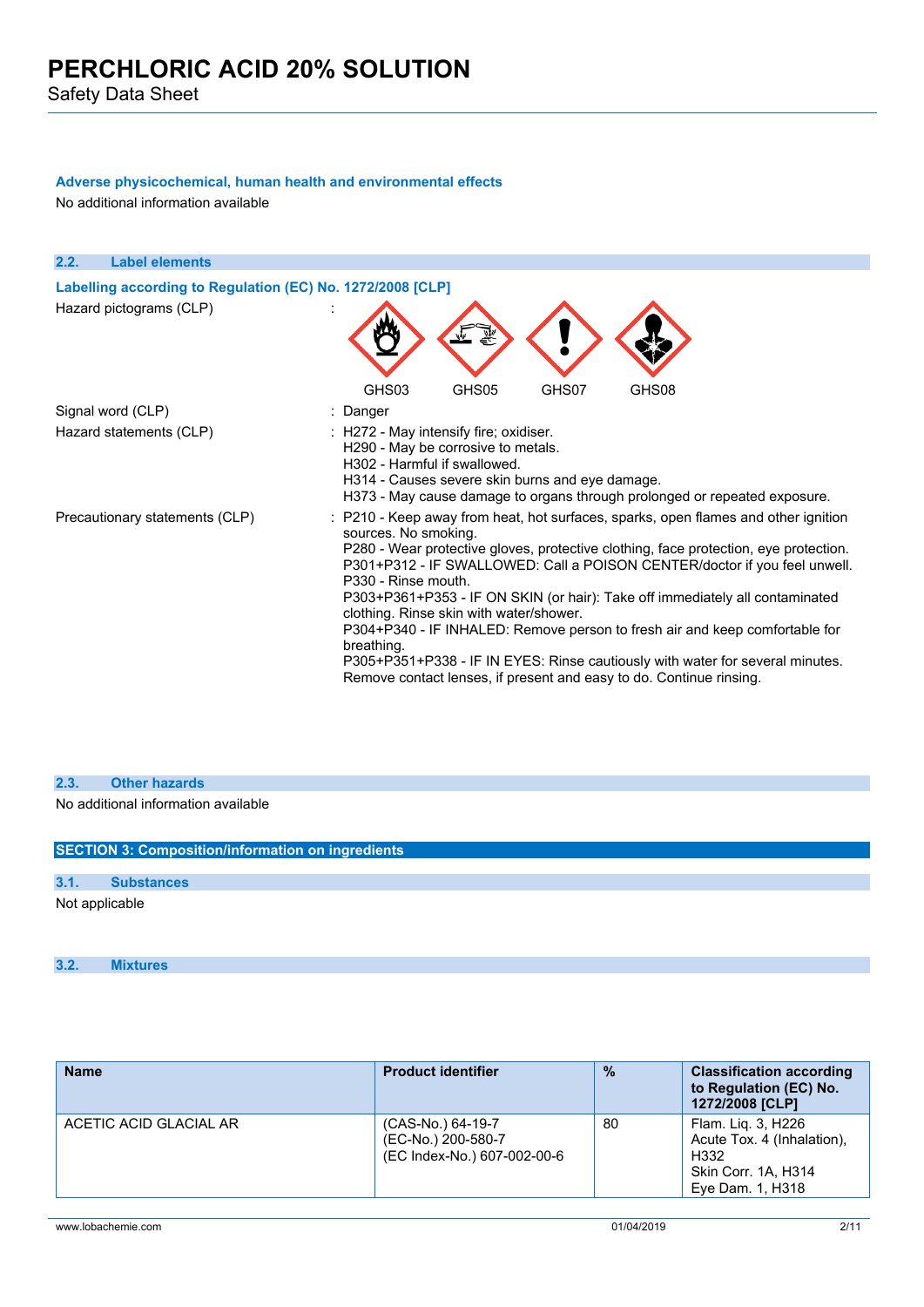### Adverse physicochemical, human health and environmental effects

No additional information available

## 2.2. Label elements

### Labelling according to Regulation (EC) No. 1272/2008 [CLP]

Hazard pictograms (CLP) :

GHS03 GHS05 GHS07 GHS08

Signal word (CLP) : Danger

Hazard statements (CLP) :
- H272 - May intensify fire; oxidiser.
- H290 - May be corrosive to metals.
- H302 - Harmful if swallowed.
- H314 - Causes severe skin burns and eye damage.
- H373 - May cause damage to organs through prolonged or repeated exposure.

Precautionary statements (CLP) :
- P210 - Keep away from heat, hot surfaces, sparks, open flames and other ignition sources. No smoking.
- P280 - Wear protective gloves, protective clothing, face protection, eye protection.
- P301+P312 - IF SWALLOWED: Call a POISON CENTER/doctor if you feel unwell.
- P330 - Rinse mouth.
- P303+P361+P353 - IF ON SKIN (or hair): Take off immediately all contaminated clothing. Rinse skin with water/shower.
- P304+P340 - IF INHALED: Remove person to fresh air and keep comfortable for breathing.
- P305+P351+P338 - IF IN EYES: Rinse cautiously with water for several minutes. Remove contact lenses, if present and easy to do. Continue rinsing.

## 2.3. Other hazards

No additional information available

# SECTION 3: Composition/information on ingredients

## 3.1. Substances

Not applicable

## 3.2. Mixtures

| Name | Product identifier | % | Classification according to Regulation (EC) No. 1272/2008 [CLP] |
|---|---|---|---|
| ACETIC ACID GLACIAL AR | (CAS-No.) 64-19-7<br>(EC-No.) 200-580-7<br>(EC Index-No.) 607-002-00-6 | 80 | Flam. Liq. 3, H226<br>Acute Tox. 4 (Inhalation), H332<br>Skin Corr. 1A, H314<br>Eye Dam. 1, H318 |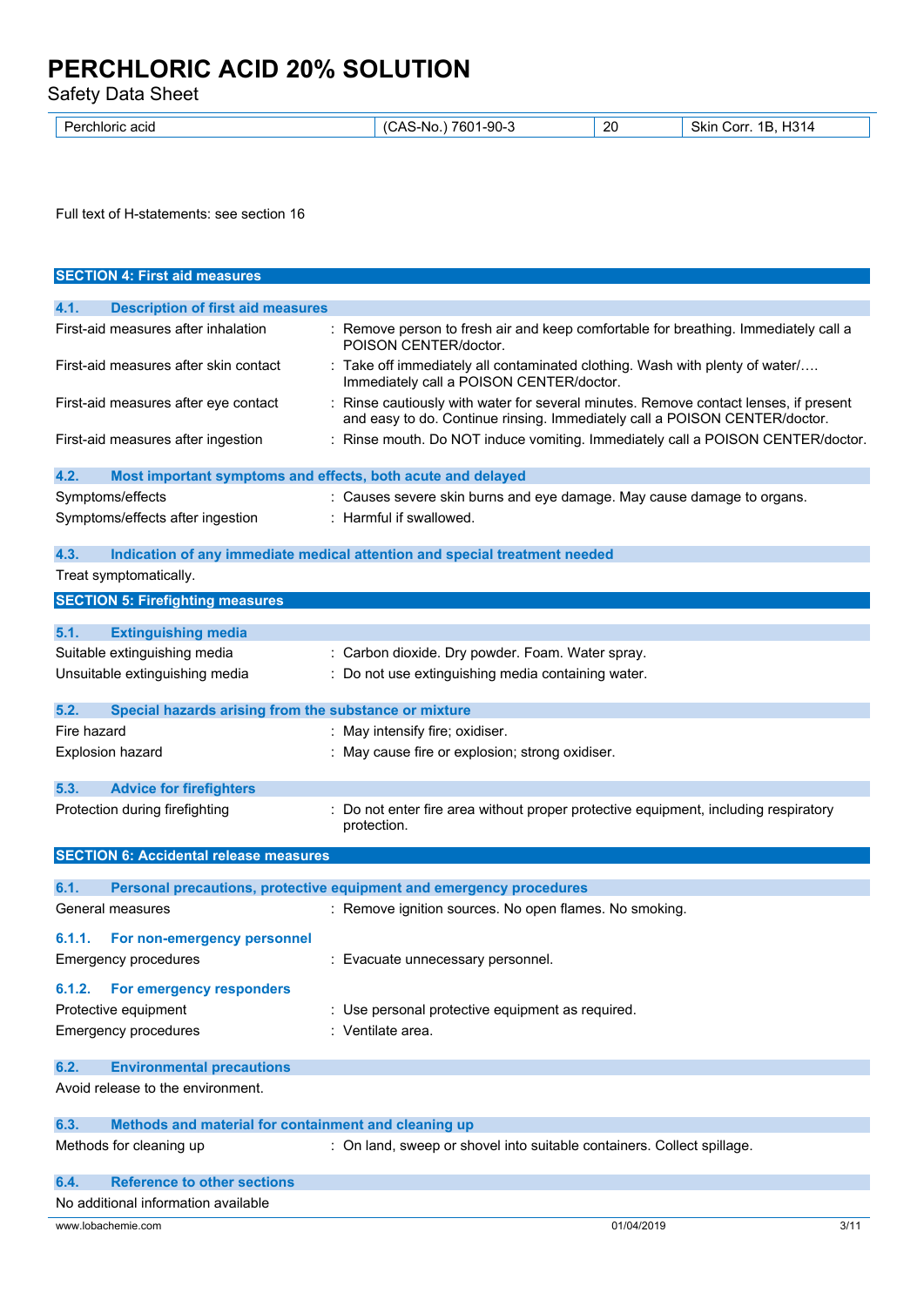| Perchloric acid | (CAS-No.) 7601-90-3 | 20 | Skin Corr. 1B, H314 |
|---|---|---|---|

Full text of H-statements: see section 16

## SECTION 4: First aid measures

### 4.1. Description of first aid measures

First-aid measures after inhalation : Remove person to fresh air and keep comfortable for breathing. Immediately call a POISON CENTER/doctor.

First-aid measures after skin contact : Take off immediately all contaminated clothing. Wash with plenty of water/…. Immediately call a POISON CENTER/doctor.

First-aid measures after eye contact : Rinse cautiously with water for several minutes. Remove contact lenses, if present and easy to do. Continue rinsing. Immediately call a POISON CENTER/doctor.

First-aid measures after ingestion : Rinse mouth. Do NOT induce vomiting. Immediately call a POISON CENTER/doctor.

### 4.2. Most important symptoms and effects, both acute and delayed

Symptoms/effects : Causes severe skin burns and eye damage. May cause damage to organs.

Symptoms/effects after ingestion : Harmful if swallowed.

### 4.3. Indication of any immediate medical attention and special treatment needed

Treat symptomatically.

## SECTION 5: Firefighting measures

### 5.1. Extinguishing media

Suitable extinguishing media : Carbon dioxide. Dry powder. Foam. Water spray.

Unsuitable extinguishing media : Do not use extinguishing media containing water.

### 5.2. Special hazards arising from the substance or mixture

Fire hazard : May intensify fire; oxidiser.

Explosion hazard : May cause fire or explosion; strong oxidiser.

### 5.3. Advice for firefighters

Protection during firefighting : Do not enter fire area without proper protective equipment, including respiratory protection.

## SECTION 6: Accidental release measures

### 6.1. Personal precautions, protective equipment and emergency procedures

General measures : Remove ignition sources. No open flames. No smoking.

#### 6.1.1. For non-emergency personnel

Emergency procedures : Evacuate unnecessary personnel.

#### 6.1.2. For emergency responders

Protective equipment : Use personal protective equipment as required.

Emergency procedures : Ventilate area.

### 6.2. Environmental precautions

Avoid release to the environment.

### 6.3. Methods and material for containment and cleaning up

Methods for cleaning up : On land, sweep or shovel into suitable containers. Collect spillage.

### 6.4. Reference to other sections

No additional information available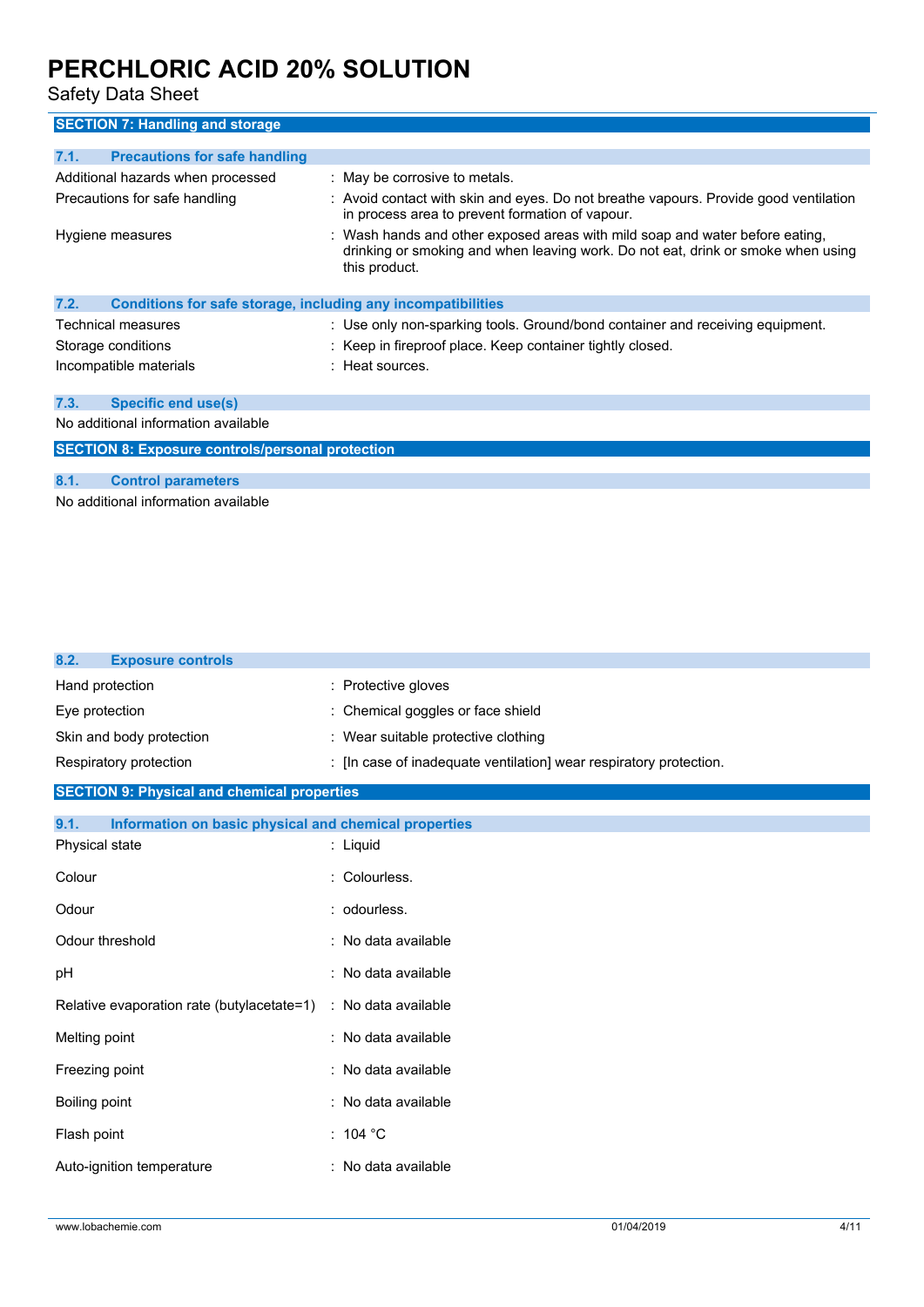## SECTION 7: Handling and storage

### 7.1. Precautions for safe handling

| | |
|---|---|
| Additional hazards when processed | : May be corrosive to metals. |
| Precautions for safe handling | : Avoid contact with skin and eyes. Do not breathe vapours. Provide good ventilation in process area to prevent formation of vapour. |
| Hygiene measures | : Wash hands and other exposed areas with mild soap and water before eating, drinking or smoking and when leaving work. Do not eat, drink or smoke when using this product. |

### 7.2. Conditions for safe storage, including any incompatibilities

| | |
|---|---|
| Technical measures | : Use only non-sparking tools. Ground/bond container and receiving equipment. |
| Storage conditions | : Keep in fireproof place. Keep container tightly closed. |
| Incompatible materials | : Heat sources. |

### 7.3. Specific end use(s)

No additional information available

## SECTION 8: Exposure controls/personal protection

### 8.1. Control parameters

No additional information available

### 8.2. Exposure controls

| | |
|---|---|
| Hand protection | : Protective gloves |
| Eye protection | : Chemical goggles or face shield |
| Skin and body protection | : Wear suitable protective clothing |
| Respiratory protection | : [In case of inadequate ventilation] wear respiratory protection. |

## SECTION 9: Physical and chemical properties

### 9.1. Information on basic physical and chemical properties

| | |
|---|---|
| Physical state | : Liquid |
| Colour | : Colourless. |
| Odour | : odourless. |
| Odour threshold | : No data available |
| pH | : No data available |
| Relative evaporation rate (butylacetate=1) | : No data available |
| Melting point | : No data available |
| Freezing point | : No data available |
| Boiling point | : No data available |
| Flash point | : 104 °C |
| Auto-ignition temperature | : No data available |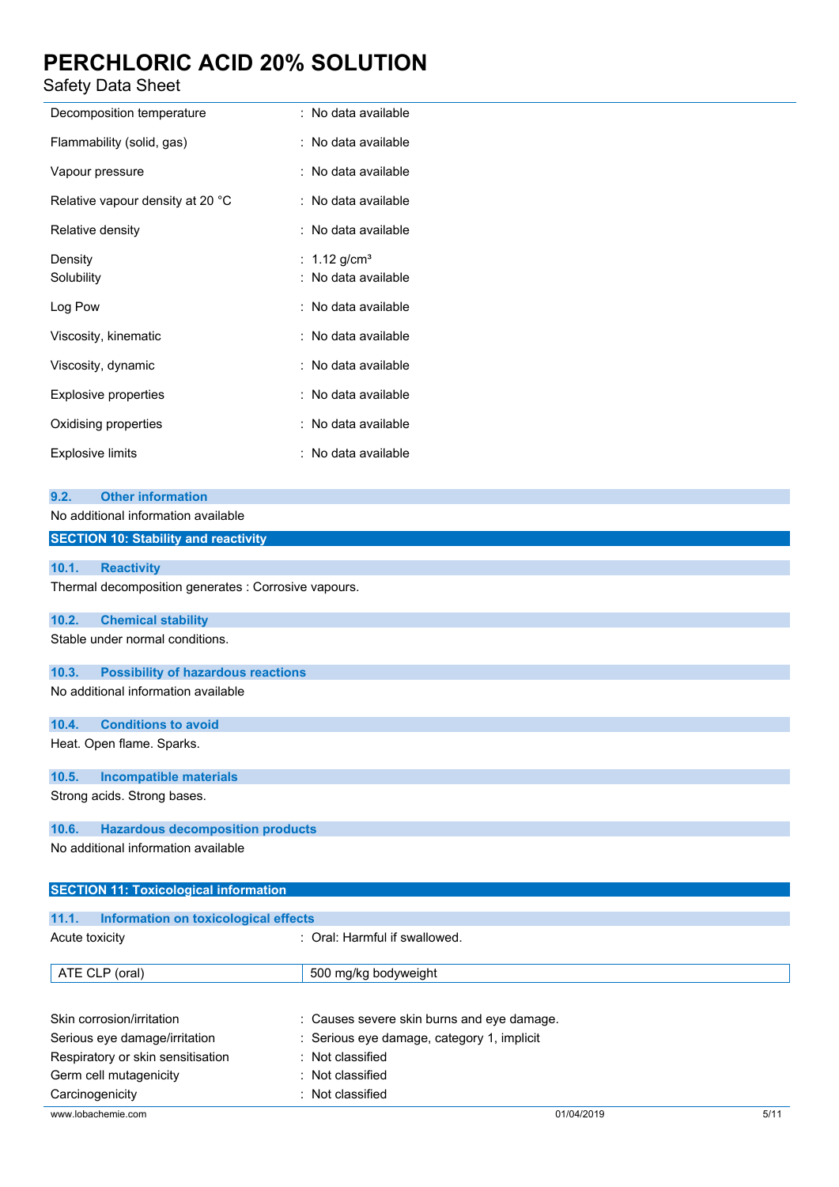| | |
|---|---|
| Decomposition temperature | : No data available |
| Flammability (solid, gas) | : No data available |
| Vapour pressure | : No data available |
| Relative vapour density at 20 °C | : No data available |
| Relative density | : No data available |
| Density | : 1.12 g/cm³ |
| Solubility | : No data available |
| Log Pow | : No data available |
| Viscosity, kinematic | : No data available |
| Viscosity, dynamic | : No data available |
| Explosive properties | : No data available |
| Oxidising properties | : No data available |
| Explosive limits | : No data available |

### 9.2. Other information

No additional information available

## SECTION 10: Stability and reactivity

### 10.1. Reactivity

Thermal decomposition generates : Corrosive vapours.

### 10.2. Chemical stability

Stable under normal conditions.

### 10.3. Possibility of hazardous reactions

No additional information available

### 10.4. Conditions to avoid

Heat. Open flame. Sparks.

### 10.5. Incompatible materials

Strong acids. Strong bases.

### 10.6. Hazardous decomposition products

No additional information available

## SECTION 11: Toxicological information

### 11.1. Information on toxicological effects

Acute toxicity : Oral: Harmful if swallowed.

| ATE CLP (oral) | 500 mg/kg bodyweight |
|---|---|

| | |
|---|---|
| Skin corrosion/irritation | : Causes severe skin burns and eye damage. |
| Serious eye damage/irritation | : Serious eye damage, category 1, implicit |
| Respiratory or skin sensitisation | : Not classified |
| Germ cell mutagenicity | : Not classified |
| Carcinogenicity | : Not classified |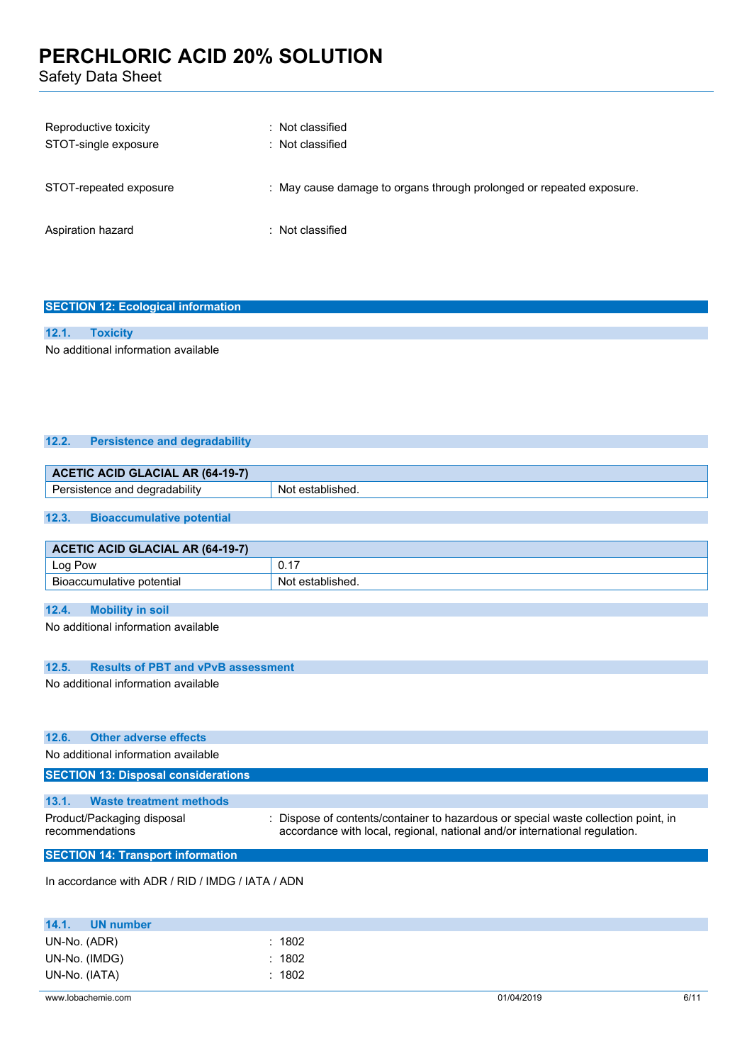| | |
|---|---|
| Reproductive toxicity | : Not classified |
| STOT-single exposure | : Not classified |
| STOT-repeated exposure | : May cause damage to organs through prolonged or repeated exposure. |
| Aspiration hazard | : Not classified |

## SECTION 12: Ecological information

### 12.1. Toxicity

No additional information available

### 12.2. Persistence and degradability

| ACETIC ACID GLACIAL AR (64-19-7) | |
|---|---|
| Persistence and degradability | Not established. |

### 12.3. Bioaccumulative potential

| ACETIC ACID GLACIAL AR (64-19-7) | |
|---|---|
| Log Pow | 0.17 |
| Bioaccumulative potential | Not established. |

### 12.4. Mobility in soil

No additional information available

### 12.5. Results of PBT and vPvB assessment

No additional information available

### 12.6. Other adverse effects

No additional information available

## SECTION 13: Disposal considerations

### 13.1. Waste treatment methods

| | |
|---|---|
| Product/Packaging disposal recommendations | : Dispose of contents/container to hazardous or special waste collection point, in accordance with local, regional, national and/or international regulation. |

## SECTION 14: Transport information

In accordance with ADR / RID / IMDG / IATA / ADN

### 14.1. UN number

| | |
|---|---|
| UN-No. (ADR) | : 1802 |
| UN-No. (IMDG) | : 1802 |
| UN-No. (IATA) | : 1802 |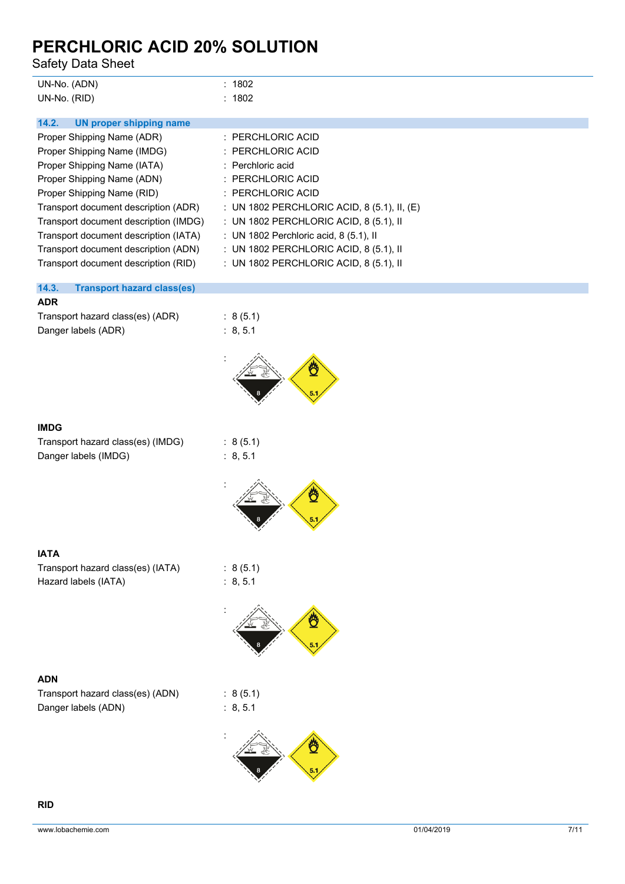| | |
|---|---|
| UN-No. (ADN) | : 1802 |
| UN-No. (RID) | : 1802 |

## 14.2. UN proper shipping name

| | |
|---|---|
| Proper Shipping Name (ADR) | : PERCHLORIC ACID |
| Proper Shipping Name (IMDG) | : PERCHLORIC ACID |
| Proper Shipping Name (IATA) | : Perchloric acid |
| Proper Shipping Name (ADN) | : PERCHLORIC ACID |
| Proper Shipping Name (RID) | : PERCHLORIC ACID |
| Transport document description (ADR) | : UN 1802 PERCHLORIC ACID, 8 (5.1), II, (E) |
| Transport document description (IMDG) | : UN 1802 PERCHLORIC ACID, 8 (5.1), II |
| Transport document description (IATA) | : UN 1802 Perchloric acid, 8 (5.1), II |
| Transport document description (ADN) | : UN 1802 PERCHLORIC ACID, 8 (5.1), II |
| Transport document description (RID) | : UN 1802 PERCHLORIC ACID, 8 (5.1), II |

## 14.3. Transport hazard class(es)

**ADR**

| | |
|---|---|
| Transport hazard class(es) (ADR) | : 8 (5.1) |
| Danger labels (ADR) | : 8, 5.1 |

:

**IMDG**

| | |
|---|---|
| Transport hazard class(es) (IMDG) | : 8 (5.1) |
| Danger labels (IMDG) | : 8, 5.1 |

:

**IATA**

| | |
|---|---|
| Transport hazard class(es) (IATA) | : 8 (5.1) |
| Hazard labels (IATA) | : 8, 5.1 |

:

**ADN**

| | |
|---|---|
| Transport hazard class(es) (ADN) | : 8 (5.1) |
| Danger labels (ADN) | : 8, 5.1 |

:

**RID**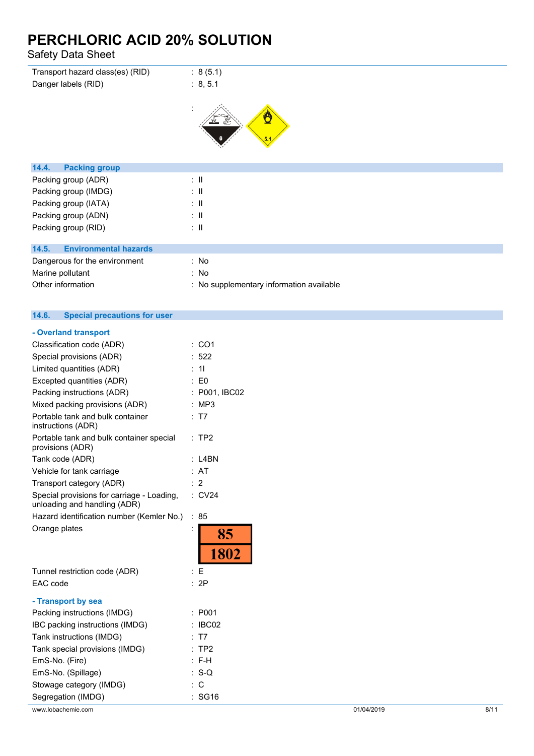| | |
|---|---|
| Transport hazard class(es) (RID) | : 8 (5.1) |
| Danger labels (RID) | : 8, 5.1 |
| | : |

### 14.4. Packing group

| | |
|---|---|
| Packing group (ADR) | : II |
| Packing group (IMDG) | : II |
| Packing group (IATA) | : II |
| Packing group (ADN) | : II |
| Packing group (RID) | : II |

### 14.5. Environmental hazards

| | |
|---|---|
| Dangerous for the environment | : No |
| Marine pollutant | : No |
| Other information | : No supplementary information available |

### 14.6. Special precautions for user

**- Overland transport**

| | |
|---|---|
| Classification code (ADR) | : CO1 |
| Special provisions (ADR) | : 522 |
| Limited quantities (ADR) | : 1l |
| Excepted quantities (ADR) | : E0 |
| Packing instructions (ADR) | : P001, IBC02 |
| Mixed packing provisions (ADR) | : MP3 |
| Portable tank and bulk container instructions (ADR) | : T7 |
| Portable tank and bulk container special provisions (ADR) | : TP2 |
| Tank code (ADR) | : L4BN |
| Vehicle for tank carriage | : AT |
| Transport category (ADR) | : 2 |
| Special provisions for carriage - Loading, unloading and handling (ADR) | : CV24 |
| Hazard identification number (Kemler No.) | : 85 |
| Orange plates | : 85 / 1802 |
| Tunnel restriction code (ADR) | : E |
| EAC code | : 2P |

**- Transport by sea**

| | |
|---|---|
| Packing instructions (IMDG) | : P001 |
| IBC packing instructions (IMDG) | : IBC02 |
| Tank instructions (IMDG) | : T7 |
| Tank special provisions (IMDG) | : TP2 |
| EmS-No. (Fire) | : F-H |
| EmS-No. (Spillage) | : S-Q |
| Stowage category (IMDG) | : C |
| Segregation (IMDG) | : SG16 |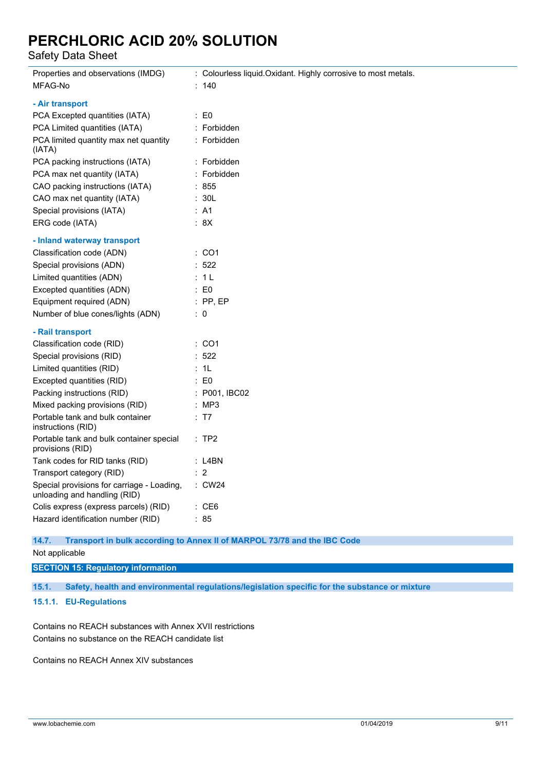| | |
|---|---|
| Properties and observations (IMDG) | : Colourless liquid.Oxidant. Highly corrosive to most metals. |
| MFAG-No | : 140 |

**- Air transport**

| | |
|---|---|
| PCA Excepted quantities (IATA) | : E0 |
| PCA Limited quantities (IATA) | : Forbidden |
| PCA limited quantity max net quantity (IATA) | : Forbidden |
| PCA packing instructions (IATA) | : Forbidden |
| PCA max net quantity (IATA) | : Forbidden |
| CAO packing instructions (IATA) | : 855 |
| CAO max net quantity (IATA) | : 30L |
| Special provisions (IATA) | : A1 |
| ERG code (IATA) | : 8X |

**- Inland waterway transport**

| | |
|---|---|
| Classification code (ADN) | : CO1 |
| Special provisions (ADN) | : 522 |
| Limited quantities (ADN) | : 1 L |
| Excepted quantities (ADN) | : E0 |
| Equipment required (ADN) | : PP, EP |
| Number of blue cones/lights (ADN) | : 0 |

**- Rail transport**

| | |
|---|---|
| Classification code (RID) | : CO1 |
| Special provisions (RID) | : 522 |
| Limited quantities (RID) | : 1L |
| Excepted quantities (RID) | : E0 |
| Packing instructions (RID) | : P001, IBC02 |
| Mixed packing provisions (RID) | : MP3 |
| Portable tank and bulk container instructions (RID) | : T7 |
| Portable tank and bulk container special provisions (RID) | : TP2 |
| Tank codes for RID tanks (RID) | : L4BN |
| Transport category (RID) | : 2 |
| Special provisions for carriage - Loading, unloading and handling (RID) | : CW24 |
| Colis express (express parcels) (RID) | : CE6 |
| Hazard identification number (RID) | : 85 |

### 14.7. Transport in bulk according to Annex II of MARPOL 73/78 and the IBC Code

Not applicable

## SECTION 15: Regulatory information

### 15.1. Safety, health and environmental regulations/legislation specific for the substance or mixture

#### 15.1.1. EU-Regulations

Contains no REACH substances with Annex XVII restrictions
Contains no substance on the REACH candidate list

Contains no REACH Annex XIV substances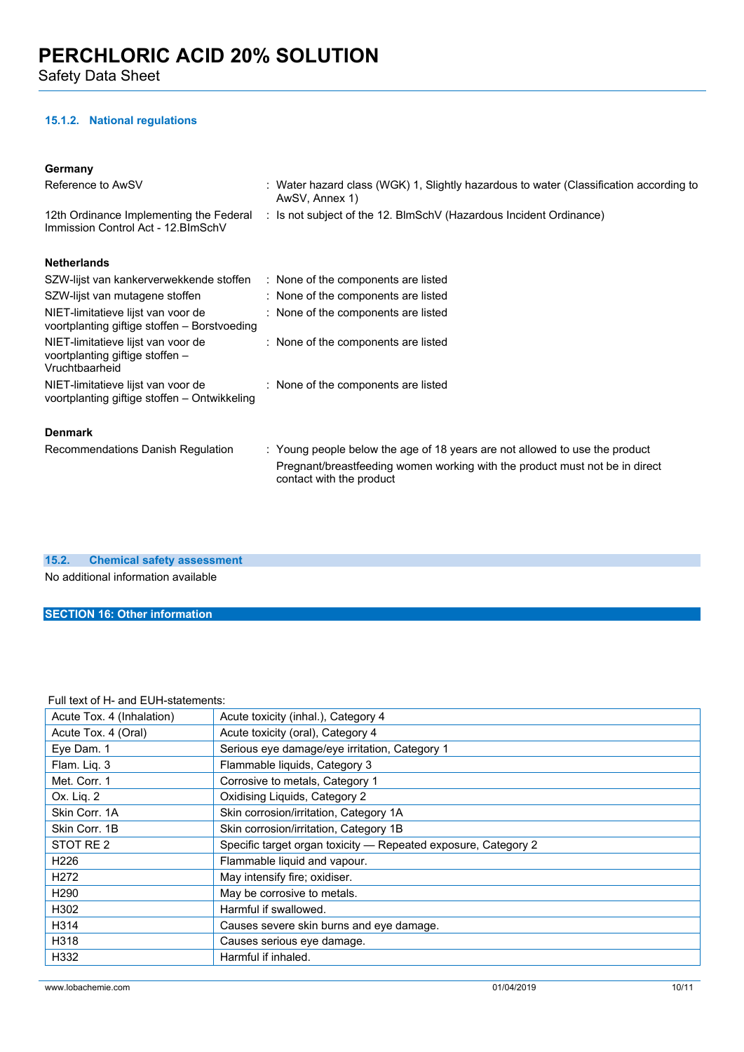#### 15.1.2. National regulations

**Germany**

Reference to AwSV : Water hazard class (WGK) 1, Slightly hazardous to water (Classification according to AwSV, Annex 1)

12th Ordinance Implementing the Federal Immission Control Act - 12.BImSchV : Is not subject of the 12. BlmSchV (Hazardous Incident Ordinance)

**Netherlands**

SZW-lijst van kankerverwekkende stoffen : None of the components are listed

SZW-lijst van mutagene stoffen : None of the components are listed

NIET-limitatieve lijst van voor de voortplanting giftige stoffen – Borstvoeding : None of the components are listed

NIET-limitatieve lijst van voor de voortplanting giftige stoffen – Vruchtbaarheid : None of the components are listed

NIET-limitatieve lijst van voor de voortplanting giftige stoffen – Ontwikkeling : None of the components are listed

**Denmark**

Recommendations Danish Regulation : Young people below the age of 18 years are not allowed to use the product

Pregnant/breastfeeding women working with the product must not be in direct contact with the product

### 15.2. Chemical safety assessment

No additional information available

## SECTION 16: Other information

Full text of H- and EUH-statements:

| | |
|---|---|
| Acute Tox. 4 (Inhalation) | Acute toxicity (inhal.), Category 4 |
| Acute Tox. 4 (Oral) | Acute toxicity (oral), Category 4 |
| Eye Dam. 1 | Serious eye damage/eye irritation, Category 1 |
| Flam. Liq. 3 | Flammable liquids, Category 3 |
| Met. Corr. 1 | Corrosive to metals, Category 1 |
| Ox. Liq. 2 | Oxidising Liquids, Category 2 |
| Skin Corr. 1A | Skin corrosion/irritation, Category 1A |
| Skin Corr. 1B | Skin corrosion/irritation, Category 1B |
| STOT RE 2 | Specific target organ toxicity — Repeated exposure, Category 2 |
| H226 | Flammable liquid and vapour. |
| H272 | May intensify fire; oxidiser. |
| H290 | May be corrosive to metals. |
| H302 | Harmful if swallowed. |
| H314 | Causes severe skin burns and eye damage. |
| H318 | Causes serious eye damage. |
| H332 | Harmful if inhaled. |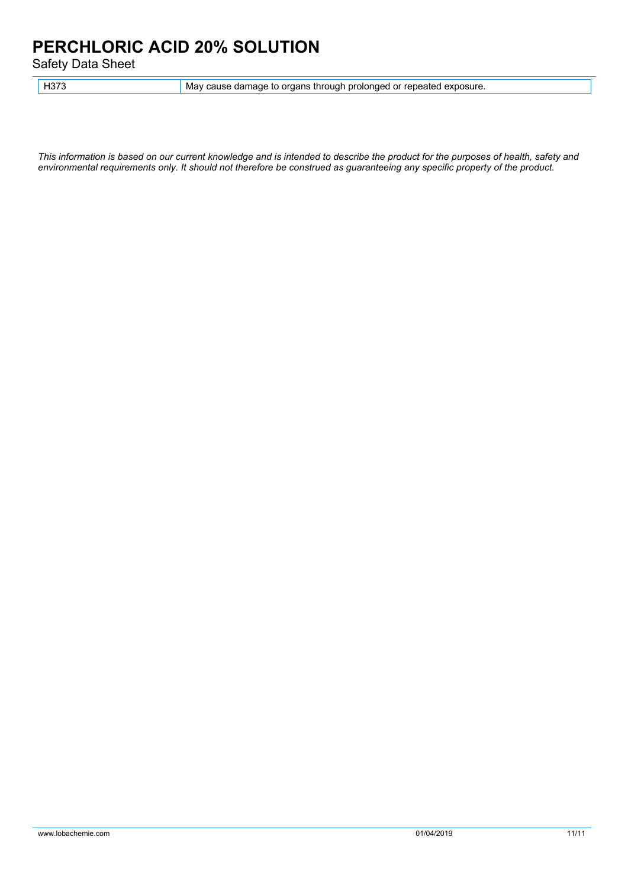| | |
|---|---|
| H373 | May cause damage to organs through prolonged or repeated exposure. |

*This information is based on our current knowledge and is intended to describe the product for the purposes of health, safety and environmental requirements only. It should not therefore be construed as guaranteeing any specific property of the product.*